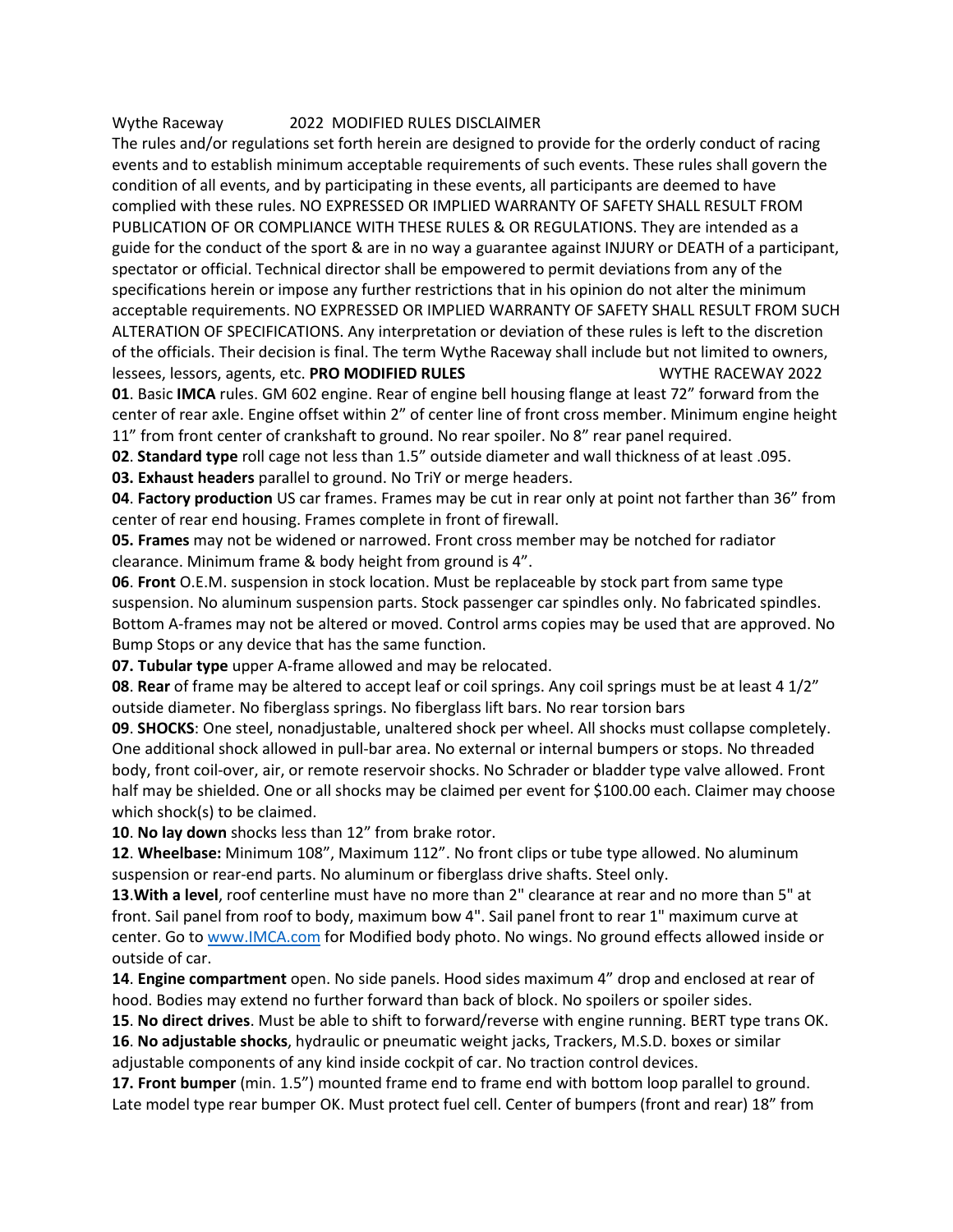Wythe Raceway 2022 MODIFIED RULES DISCLAIMER

The rules and/or regulations set forth herein are designed to provide for the orderly conduct of racing events and to establish minimum acceptable requirements of such events. These rules shall govern the condition of all events, and by participating in these events, all participants are deemed to have complied with these rules. NO EXPRESSED OR IMPLIED WARRANTY OF SAFETY SHALL RESULT FROM PUBLICATION OF OR COMPLIANCE WITH THESE RULES & OR REGULATIONS. They are intended as a guide for the conduct of the sport & are in no way a guarantee against INJURY or DEATH of a participant, spectator or official. Technical director shall be empowered to permit deviations from any of the specifications herein or impose any further restrictions that in his opinion do not alter the minimum acceptable requirements. NO EXPRESSED OR IMPLIED WARRANTY OF SAFETY SHALL RESULT FROM SUCH ALTERATION OF SPECIFICATIONS. Any interpretation or deviation of these rules is left to the discretion of the officials. Their decision is final. The term Wythe Raceway shall include but not limited to owners, lessees, lessors, agents, etc. **PRO MODIFIED RULES** WYTHE RACEWAY 2022

**01**. Basic **IMCA** rules. GM 602 engine. Rear of engine bell housing flange at least 72" forward from the center of rear axle. Engine offset within 2" of center line of front cross member. Minimum engine height 11" from front center of crankshaft to ground. No rear spoiler. No 8" rear panel required.

**02**. **Standard type** roll cage not less than 1.5" outside diameter and wall thickness of at least .095.

**03. Exhaust headers** parallel to ground. No TriY or merge headers.

**04**. **Factory production** US car frames. Frames may be cut in rear only at point not farther than 36" from center of rear end housing. Frames complete in front of firewall.

**05. Frames** may not be widened or narrowed. Front cross member may be notched for radiator clearance. Minimum frame & body height from ground is 4".

**06**. **Front** O.E.M. suspension in stock location. Must be replaceable by stock part from same type suspension. No aluminum suspension parts. Stock passenger car spindles only. No fabricated spindles. Bottom A-frames may not be altered or moved. Control arms copies may be used that are approved. No Bump Stops or any device that has the same function.

**07. Tubular type** upper A-frame allowed and may be relocated.

**08**. **Rear** of frame may be altered to accept leaf or coil springs. Any coil springs must be at least 4 1/2" outside diameter. No fiberglass springs. No fiberglass lift bars. No rear torsion bars

**09**. **SHOCKS**: One steel, nonadjustable, unaltered shock per wheel. All shocks must collapse completely. One additional shock allowed in pull-bar area. No external or internal bumpers or stops. No threaded body, front coil-over, air, or remote reservoir shocks. No Schrader or bladder type valve allowed. Front half may be shielded. One or all shocks may be claimed per event for $100.00 each. Claimer may choose which shock(s) to be claimed.

**10**. **No lay down** shocks less than 12" from brake rotor.

**12**. **Wheelbase:** Minimum 108", Maximum 112". No front clips or tube type allowed. No aluminum suspension or rear-end parts. No aluminum or fiberglass drive shafts. Steel only.

**13**.**With a level**, roof centerline must have no more than 2" clearance at rear and no more than 5" at front. Sail panel from roof to body, maximum bow 4". Sail panel front to rear 1" maximum curve at center. Go to [www.IMCA.com](http://www.IMCA.com) for Modified body photo. No wings. No ground effects allowed inside or outside of car.

**14**. **Engine compartment** open. No side panels. Hood sides maximum 4" drop and enclosed at rear of hood. Bodies may extend no further forward than back of block. No spoilers or spoiler sides.

**15**. **No direct drives**. Must be able to shift to forward/reverse with engine running. BERT type trans OK.

**16**. **No adjustable shocks**, hydraulic or pneumatic weight jacks, Trackers, M.S.D. boxes or similar adjustable components of any kind inside cockpit of car. No traction control devices.

**17. Front bumper** (min. 1.5") mounted frame end to frame end with bottom loop parallel to ground. Late model type rear bumper OK. Must protect fuel cell. Center of bumpers (front and rear) 18" from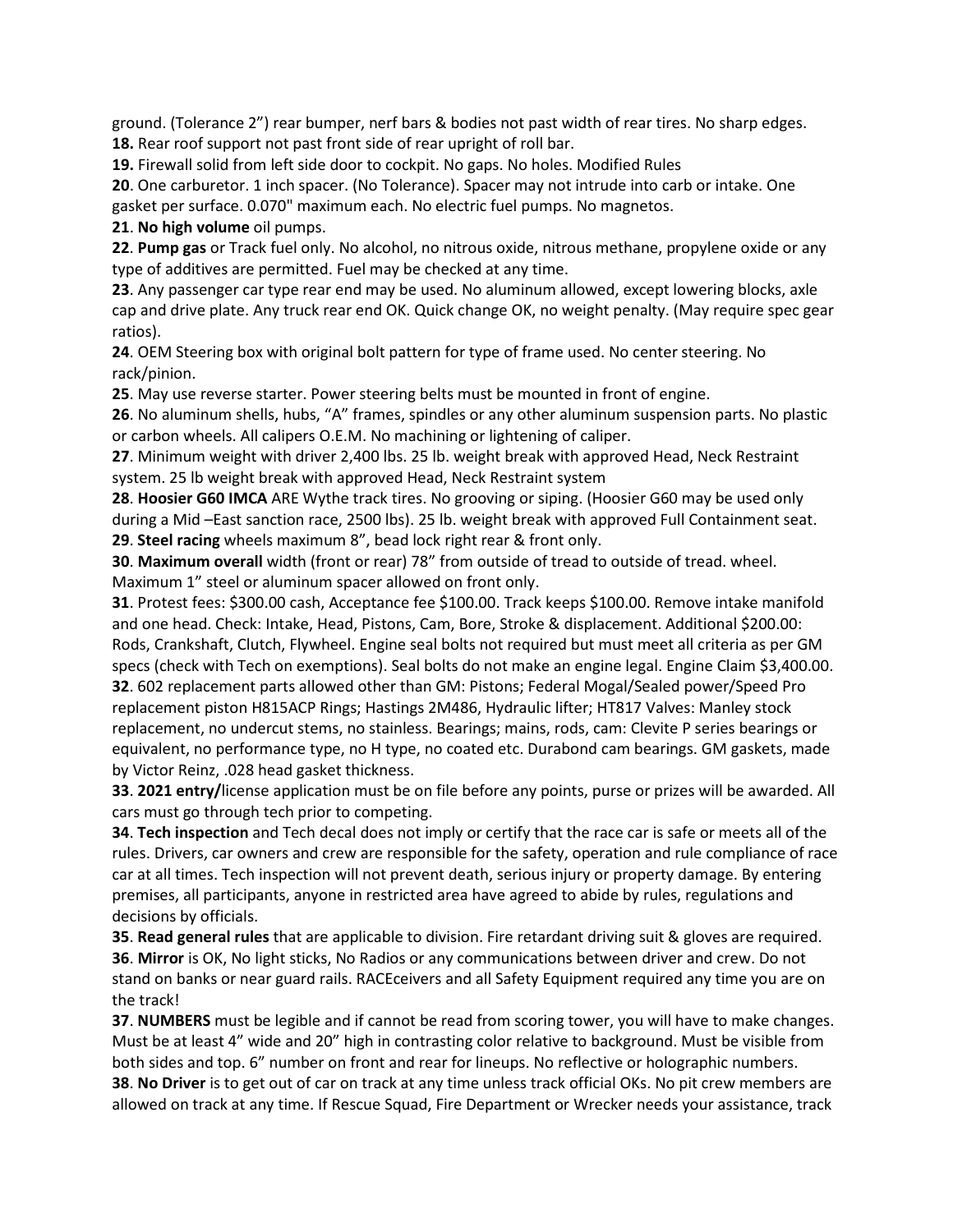ground. (Tolerance 2”) rear bumper, nerf bars & bodies not past width of rear tires. No sharp edges.

**18.** Rear roof support not past front side of rear upright of roll bar.

**19.** Firewall solid from left side door to cockpit. No gaps. No holes. Modified Rules

**20**. One carburetor. 1 inch spacer. (No Tolerance). Spacer may not intrude into carb or intake. One gasket per surface. 0.070" maximum each. No electric fuel pumps. No magnetos.

**21**. **No high volume** oil pumps.

**22**. **Pump gas** or Track fuel only. No alcohol, no nitrous oxide, nitrous methane, propylene oxide or any type of additives are permitted. Fuel may be checked at any time.

**23**. Any passenger car type rear end may be used. No aluminum allowed, except lowering blocks, axle cap and drive plate. Any truck rear end OK. Quick change OK, no weight penalty. (May require spec gear ratios).

**24**. OEM Steering box with original bolt pattern for type of frame used. No center steering. No rack/pinion.

**25**. May use reverse starter. Power steering belts must be mounted in front of engine.

**26**. No aluminum shells, hubs, “A” frames, spindles or any other aluminum suspension parts. No plastic or carbon wheels. All calipers O.E.M. No machining or lightening of caliper.

**27**. Minimum weight with driver 2,400 lbs. 25 lb. weight break with approved Head, Neck Restraint system. 25 lb weight break with approved Head, Neck Restraint system

**28**. **Hoosier G60 IMCA** ARE Wythe track tires. No grooving or siping. (Hoosier G60 may be used only during a Mid –East sanction race, 2500 lbs). 25 lb. weight break with approved Full Containment seat.

**29**. **Steel racing** wheels maximum 8”, bead lock right rear & front only.

**30**. **Maximum overall** width (front or rear) 78” from outside of tread to outside of tread. wheel. Maximum 1” steel or aluminum spacer allowed on front only.

**31**. Protest fees: $300.00 cash, Acceptance fee $100.00. Track keeps $100.00. Remove intake manifold and one head. Check: Intake, Head, Pistons, Cam, Bore, Stroke & displacement. Additional $200.00: Rods, Crankshaft, Clutch, Flywheel. Engine seal bolts not required but must meet all criteria as per GM specs (check with Tech on exemptions). Seal bolts do not make an engine legal. Engine Claim $3,400.00.

**32**. 602 replacement parts allowed other than GM: Pistons; Federal Mogal/Sealed power/Speed Pro replacement piston H815ACP Rings; Hastings 2M486, Hydraulic lifter; HT817 Valves: Manley stock replacement, no undercut stems, no stainless. Bearings; mains, rods, cam: Clevite P series bearings or equivalent, no performance type, no H type, no coated etc. Durabond cam bearings. GM gaskets, made by Victor Reinz, .028 head gasket thickness.

**33**. **2021 entry/**license application must be on file before any points, purse or prizes will be awarded. All cars must go through tech prior to competing.

**34**. **Tech inspection** and Tech decal does not imply or certify that the race car is safe or meets all of the rules. Drivers, car owners and crew are responsible for the safety, operation and rule compliance of race car at all times. Tech inspection will not prevent death, serious injury or property damage. By entering premises, all participants, anyone in restricted area have agreed to abide by rules, regulations and decisions by officials.

**35**. **Read general rules** that are applicable to division. Fire retardant driving suit & gloves are required.

**36**. **Mirror** is OK, No light sticks, No Radios or any communications between driver and crew. Do not stand on banks or near guard rails. RACEceivers and all Safety Equipment required any time you are on the track!

**37**. **NUMBERS** must be legible and if cannot be read from scoring tower, you will have to make changes. Must be at least 4” wide and 20” high in contrasting color relative to background. Must be visible from both sides and top. 6” number on front and rear for lineups. No reflective or holographic numbers.

**38**. **No Driver** is to get out of car on track at any time unless track official OKs. No pit crew members are allowed on track at any time. If Rescue Squad, Fire Department or Wrecker needs your assistance, track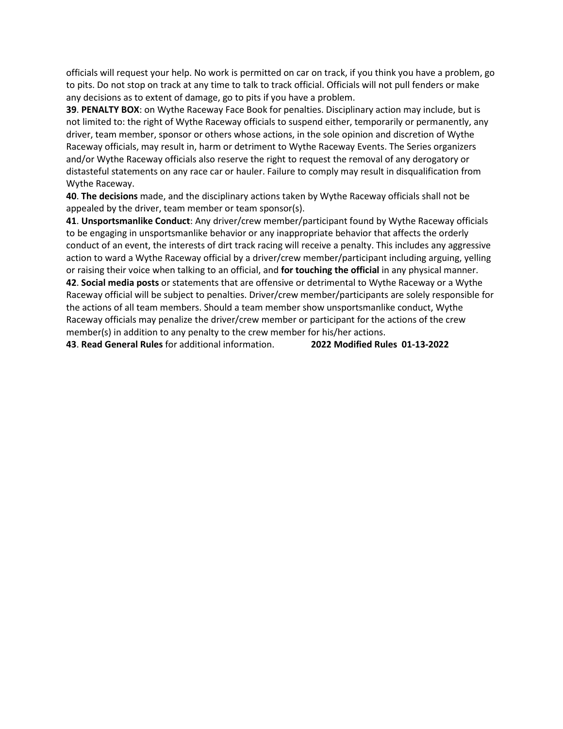officials will request your help. No work is permitted on car on track, if you think you have a problem, go to pits. Do not stop on track at any time to talk to track official. Officials will not pull fenders or make any decisions as to extent of damage, go to pits if you have a problem.

**39**. **PENALTY BOX**: on Wythe Raceway Face Book for penalties. Disciplinary action may include, but is not limited to: the right of Wythe Raceway officials to suspend either, temporarily or permanently, any driver, team member, sponsor or others whose actions, in the sole opinion and discretion of Wythe Raceway officials, may result in, harm or detriment to Wythe Raceway Events. The Series organizers and/or Wythe Raceway officials also reserve the right to request the removal of any derogatory or distasteful statements on any race car or hauler. Failure to comply may result in disqualification from Wythe Raceway.

**40**. **The decisions** made, and the disciplinary actions taken by Wythe Raceway officials shall not be appealed by the driver, team member or team sponsor(s).

**41**. **Unsportsmanlike Conduct**: Any driver/crew member/participant found by Wythe Raceway officials to be engaging in unsportsmanlike behavior or any inappropriate behavior that affects the orderly conduct of an event, the interests of dirt track racing will receive a penalty. This includes any aggressive action to ward a Wythe Raceway official by a driver/crew member/participant including arguing, yelling or raising their voice when talking to an official, and **for touching the official** in any physical manner.

**42**. **Social media posts** or statements that are offensive or detrimental to Wythe Raceway or a Wythe Raceway official will be subject to penalties. Driver/crew member/participants are solely responsible for the actions of all team members. Should a team member show unsportsmanlike conduct, Wythe Raceway officials may penalize the driver/crew member or participant for the actions of the crew member(s) in addition to any penalty to the crew member for his/her actions.

**43**. **Read General Rules** for additional information. **2022 Modified Rules 01-13-2022**